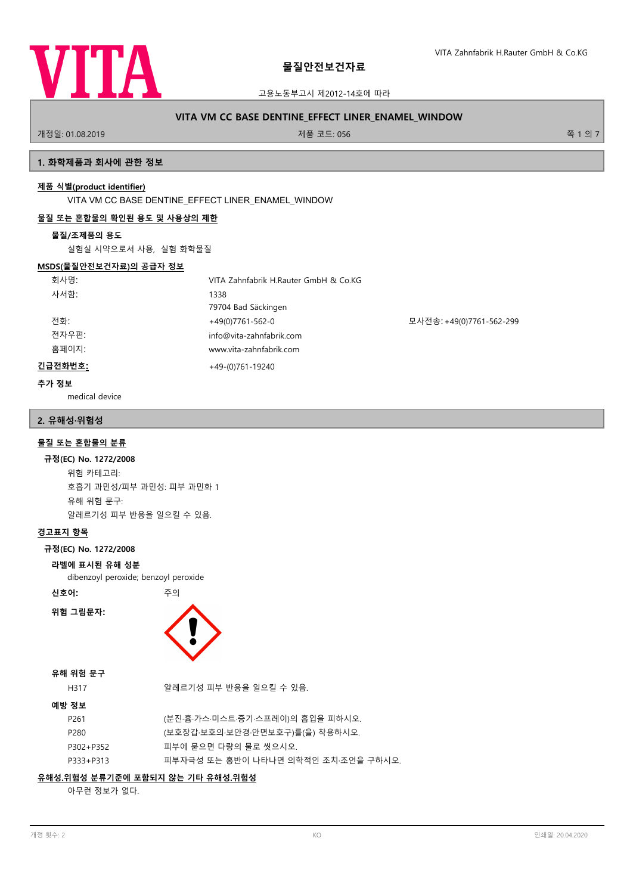# 물질안전보건자료

고용노동부고시 제2012-14호에 따라

**VITA VM CC BASE DENTINE_EFFECT LINER_ENAMEL_WINDOW**

개정일: 01.08.2019 | 제품 코드: 056

## 1. 화학제품과 회사에 관한 정보

**제품 식별(product identifier)**

VITA VM CC BASE DENTINE_EFFECT LINER_ENAMEL_WINDOW

**물질 또는 혼합물의 확인된 용도 및 사용상의 제한**

**물질/조제품의 용도**

실험실 시약으로서 사용, 실험 화학물질

**MSDS(물질안전보건자료)의 공급자 정보**

| | | |
|---|---|---|
| 회사명: | VITA Zahnfabrik H.Rauter GmbH & Co.KG | |
| 사서함: | 1338 | |
| | 79704 Bad Säckingen | |
| 전화: | +49(0)7761-562-0 | 모사전송: +49(0)7761-562-299 |
| 전자우편: | info@vita-zahnfabrik.com | |
| 홈페이지: | www.vita-zahnfabrik.com | |
| **긴급전화번호:** | +49-(0)761-19240 | |

**추가 정보**

medical device

## 2. 유해성·위험성

**물질 또는 혼합물의 분류**

**규정(EC) No. 1272/2008**

위험 카테고리:

호흡기 과민성/피부 과민성: 피부 과민화 1

유해 위험 문구:

알레르기성 피부 반응을 일으킬 수 있음.

**경고표지 항목**

**규정(EC) No. 1272/2008**

**라벨에 표시된 유해 성분**

dibenzoyl peroxide; benzoyl peroxide

**신호어:** 주의

**위험 그림문자:**

**유해 위험 문구**

| | |
|---|---|
| H317 | 알레르기성 피부 반응을 일으킬 수 있음. |

**예방 정보**

| | |
|---|---|
| P261 | (분진·흄·가스·미스트·증기·스프레이)의 흡입을 피하시오. |
| P280 | (보호장갑·보호의·보안경·안면보호구)를(을) 착용하시오. |
| P302+P352 | 피부에 묻으면 다량의 물로 씻으시오. |
| P333+P313 | 피부자극성 또는 홍반이 나타나면 의학적인 조치·조언을 구하시오. |

**유해성.위험성 분류기준에 포함되지 않는 기타 유해성.위험성**

아무런 정보가 없다.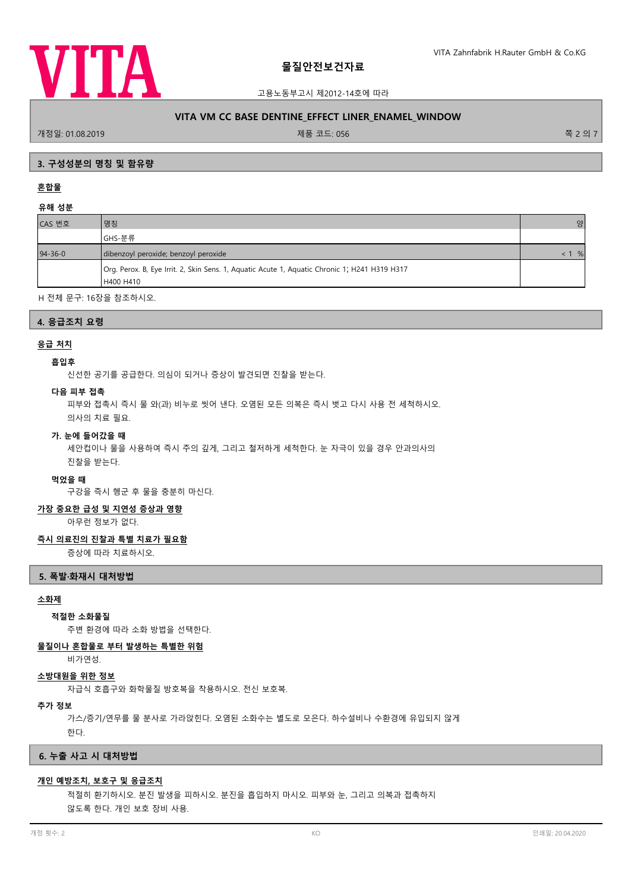## 3. 구성성분의 명칭 및 함유량

**혼합물**

**유해 성분**

| CAS 번호 | 명칭 | 양 |
|---|---|---|
| | GHS-분류 | |
| 94-36-0 | dibenzoyl peroxide; benzoyl peroxide | < 1 % |
| | Org. Perox. B, Eye Irrit. 2, Skin Sens. 1, Aquatic Acute 1, Aquatic Chronic 1; H241 H319 H317 H400 H410 | |

H 전체 문구: 16장을 참조하시오.

## 4. 응급조치 요령

**응급 처치**

**흡입후**

신선한 공기를 공급한다. 의심이 되거나 증상이 발견되면 진찰을 받는다.

**다음 피부 접촉**

피부와 접촉시 즉시 물 와(과) 비누로 씻어 낸다. 오염된 모든 의복은 즉시 벗고 다시 사용 전 세척하시오.
의사의 치료 필요.

**가. 눈에 들어갔을 때**

세안컵이나 물을 사용하여 즉시 주의 깊게, 그리고 철저하게 세척한다. 눈 자극이 있을 경우 안과의사의 진찰을 받는다.

**먹었을 때**

구강을 즉시 헹군 후 물을 충분히 마신다.

**가장 중요한 급성 및 지연성 증상과 영향**

아무런 정보가 없다.

**즉시 의료진의 진찰과 특별 치료가 필요함**

증상에 따라 치료하시오.

## 5. 폭발·화재시 대처방법

**소화제**

**적절한 소화물질**

주변 환경에 따라 소화 방법을 선택한다.

**물질이나 혼합물로 부터 발생하는 특별한 위험**

비가연성.

**소방대원을 위한 정보**

자급식 호흡구와 화학물질 방호복을 착용하시오. 전신 보호복.

**추가 정보**

가스/증기/연무를 물 분사로 가라앉힌다. 오염된 소화수는 별도로 모은다. 하수설비나 수환경에 유입되지 않게 한다.

## 6. 누출 사고 시 대처방법

**개인 예방조치, 보호구 및 응급조치**

적절히 환기하시오. 분진 발생을 피하시오. 분진을 흡입하지 마시오. 피부와 눈, 그리고 의복과 접촉하지 않도록 한다. 개인 보호 장비 사용.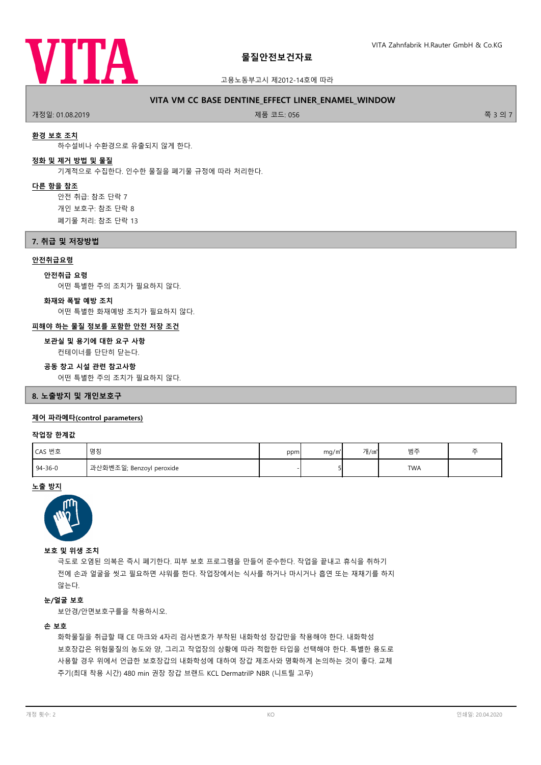**환경 보호 조치**

하수설비나 수환경으로 유출되지 않게 한다.

**정화 및 제거 방법 및 물질**

기계적으로 수집한다. 인수한 물질을 폐기물 규정에 따라 처리한다.

**다른 항을 참조**

안전 취급: 참조 단락 7

개인 보호구: 참조 단락 8

폐기물 처리: 참조 단락 13

## 7. 취급 및 저장방법

**안전취급요령**

**안전취급 요령**

어떤 특별한 주의 조치가 필요하지 않다.

**화재와 폭발 예방 조치**

어떤 특별한 화재예방 조치가 필요하지 않다.

**피해야 하는 물질 정보를 포함한 안전 저장 조건**

**보관실 및 용기에 대한 요구 사항**

컨테이너를 단단히 닫는다.

**공동 창고 시설 관련 참고사항**

어떤 특별한 주의 조치가 필요하지 않다.

## 8. 노출방지 및 개인보호구

**제어 파라메타(control parameters)**

**작업장 한계값**

| CAS 번호 | 명칭 | ppm | mg/㎥ | 개/㎤ | 범주 | 주 |
|---|---|---|---|---|---|---|
| 94-36-0 | 과산화벤조일; Benzoyl peroxide | - | 5 | | TWA | |

**노출 방지**

**보호 및 위생 조치**

극도로 오염된 의복은 즉시 폐기한다. 피부 보호 프로그램을 만들어 준수한다. 작업을 끝내고 휴식을 취하기 전에 손과 얼굴을 씻고 필요하면 샤워를 한다. 작업장에서는 식사를 하거나 마시거나 흡연 또는 재채기를 하지 않는다.

**눈/얼굴 보호**

보안경/안면보호구를 착용하시오.

**손 보호**

화학물질을 취급할 때 CE 마크와 4자리 검사번호가 부착된 내화학성 장갑만을 착용해야 한다. 내화학성 보호장갑은 위험물질의 농도와 양, 그리고 작업장의 상황에 따라 적합한 타입을 선택해야 한다. 특별한 용도로 사용할 경우 위에서 언급한 보호장갑의 내화학성에 대하여 장갑 제조사와 명확하게 논의하는 것이 좋다. 교체 주기(최대 착용 시간) 480 min 권장 장갑 브랜드 KCL DermatrilP NBR (니트릴 고무)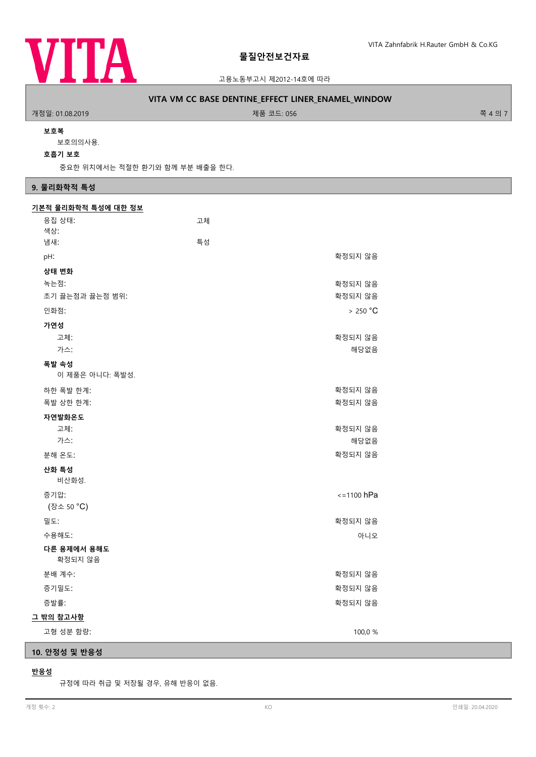**보호복**

보호의의사용.

**호흡기 보호**

중요한 위치에서는 적절한 환기와 함께 부분 배출을 한다.

## 9. 물리화학적 특성

**기본적 물리화학적 특성에 대한 정보**

| | | |
|---|---|---|
| 응집 상태: | 고체 | |
| 색상: | | |
| 냄새: | 특성 | |
| pH: | | 확정되지 않음 |
| **상태 변화** | | |
| 녹는점: | | 확정되지 않음 |
| 초기 끓는점과 끓는점 범위: | | 확정되지 않음 |
| 인화점: | | > 250 °C |
| **가연성** | | |
| 고체: | | 확정되지 않음 |
| 가스: | | 해당없음 |
| **폭발 속성** | | |
| 이 제품은 아니다: 폭발성. | | |
| 하한 폭발 한계: | | 확정되지 않음 |
| 폭발 상한 한계: | | 확정되지 않음 |
| **자연발화온도** | | |
| 고체: | | 확정되지 않음 |
| 가스: | | 해당없음 |
| 분해 온도: | | 확정되지 않음 |
| **산화 특성** | | |
| 비산화성. | | |
| 증기압: (장소 50 °C) | | <=1100 hPa |
| 밀도: | | 확정되지 않음 |
| 수용해도: | | 아니오 |
| **다른 용제에서 용해도** | | |
| 확정되지 않음 | | |
| 분배 계수: | | 확정되지 않음 |
| 증기밀도: | | 확정되지 않음 |
| 증발률: | | 확정되지 않음 |

**그 밖의 참고사항**

| | |
|---|---|
| 고형 성분 함량: | 100,0 % |

## 10. 안정성 및 반응성

**반응성**

규정에 따라 취급 및 저장될 경우, 유해 반응이 없음.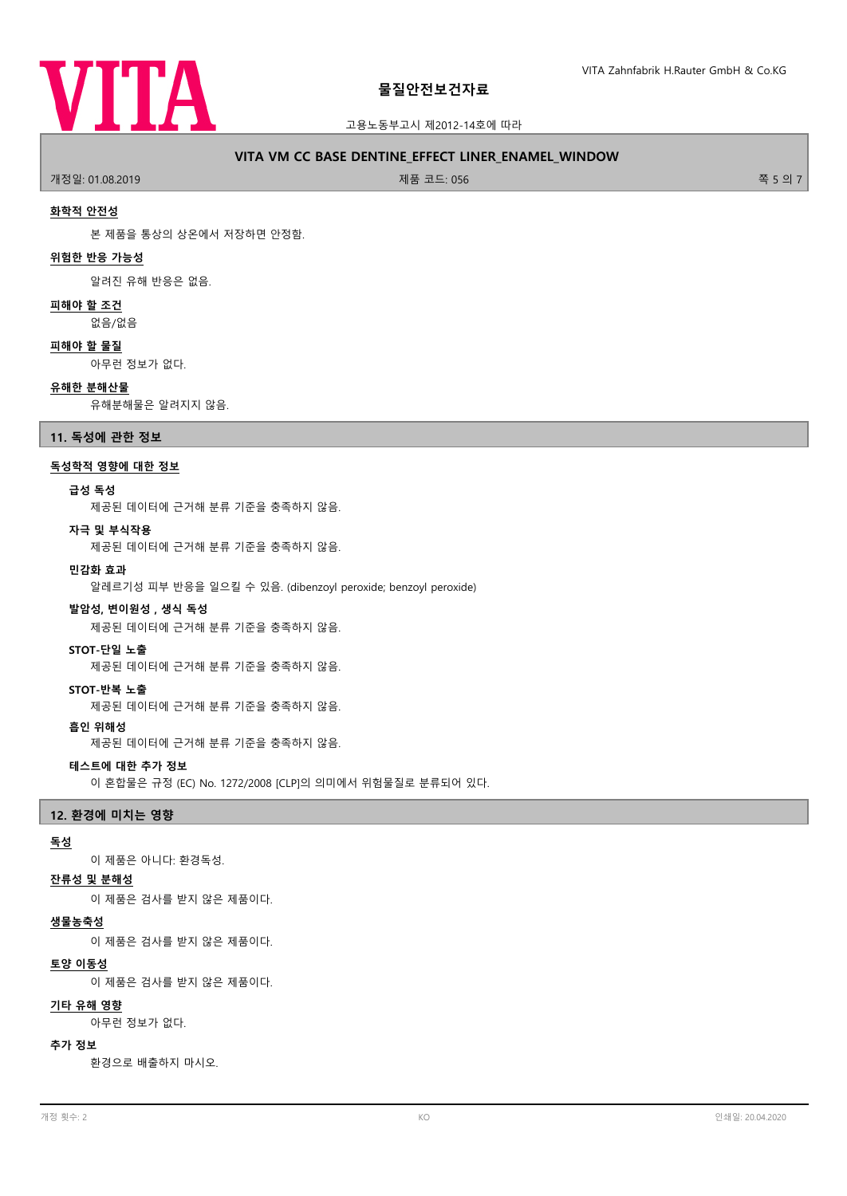#### 화학적 안전성

본 제품을 통상의 상온에서 저장하면 안정함.

#### 위험한 반응 가능성

알려진 유해 반응은 없음.

#### 피해야 할 조건

없음/없음

#### 피해야 할 물질

아무런 정보가 없다.

#### 유해한 분해산물

유해분해물은 알려지지 않음.

## 11. 독성에 관한 정보

#### 독성학적 영향에 대한 정보

**급성 독성**

제공된 데이터에 근거해 분류 기준을 충족하지 않음.

**자극 및 부식작용**

제공된 데이터에 근거해 분류 기준을 충족하지 않음.

**민감화 효과**

알레르기성 피부 반응을 일으킬 수 있음. (dibenzoyl peroxide; benzoyl peroxide)

**발암성, 변이원성 , 생식 독성**

제공된 데이터에 근거해 분류 기준을 충족하지 않음.

**STOT-단일 노출**

제공된 데이터에 근거해 분류 기준을 충족하지 않음.

**STOT-반복 노출**

제공된 데이터에 근거해 분류 기준을 충족하지 않음.

**흡인 위해성**

제공된 데이터에 근거해 분류 기준을 충족하지 않음.

**테스트에 대한 추가 정보**

이 혼합물은 규정 (EC) No. 1272/2008 [CLP]의 의미에서 위험물질로 분류되어 있다.

## 12. 환경에 미치는 영향

#### 독성

이 제품은 아니다: 환경독성.

#### 잔류성 및 분해성

이 제품은 검사를 받지 않은 제품이다.

#### 생물농축성

이 제품은 검사를 받지 않은 제품이다.

#### 토양 이동성

이 제품은 검사를 받지 않은 제품이다.

#### 기타 유해 영향

아무런 정보가 없다.

**추가 정보**

환경으로 배출하지 마시오.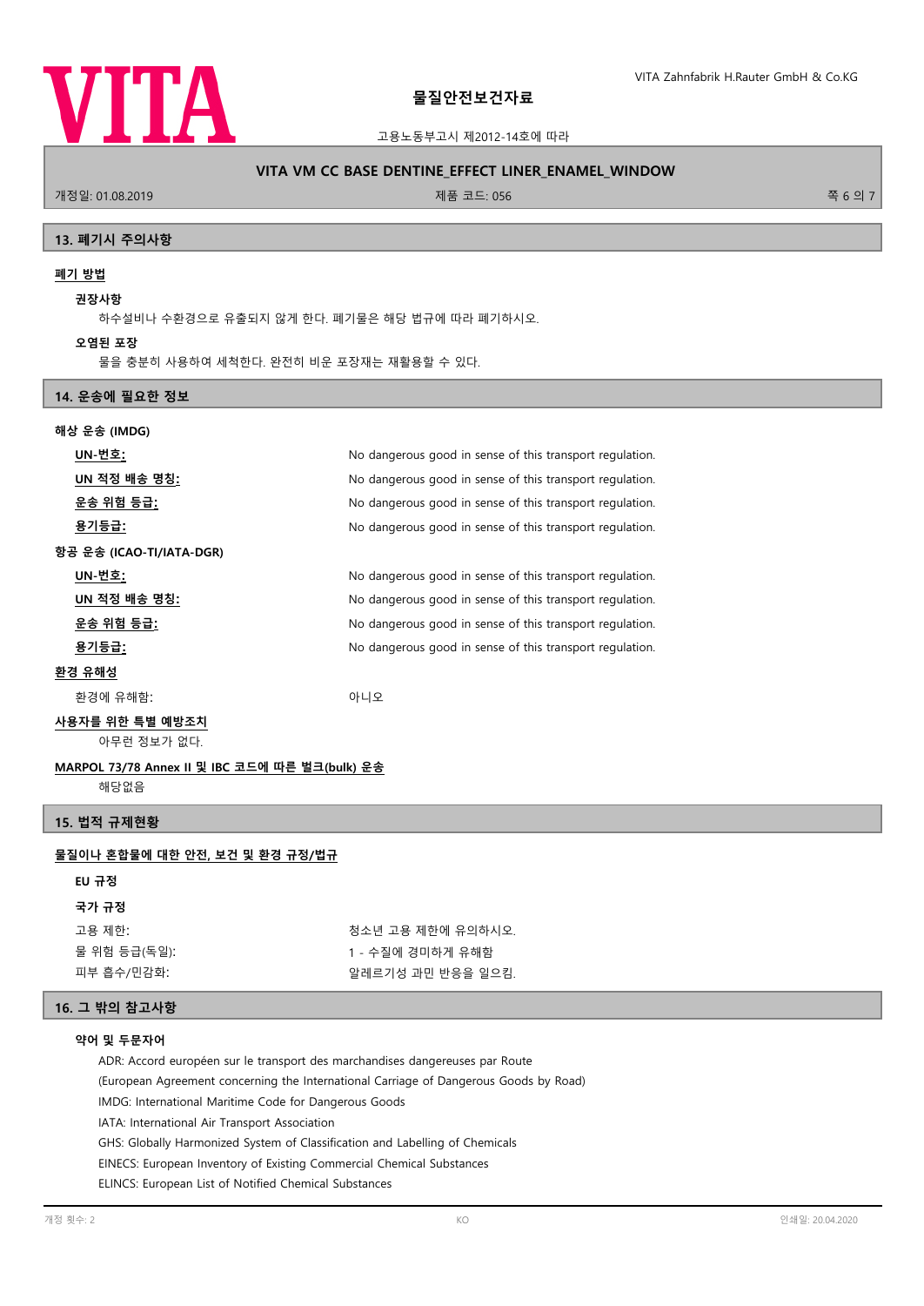## 13. 폐기시 주의사항

**폐기 방법**

**권장사항**

하수설비나 수환경으로 유출되지 않게 한다. 폐기물은 해당 법규에 따라 폐기하시오.

**오염된 포장**

물을 충분히 사용하여 세척한다. 완전히 비운 포장재는 재활용할 수 있다.

## 14. 운송에 필요한 정보

**해상 운송 (IMDG)**

| | |
|---|---|
| **UN-번호:** | No dangerous good in sense of this transport regulation. |
| **UN 적정 배송 명칭:** | No dangerous good in sense of this transport regulation. |
| **운송 위험 등급:** | No dangerous good in sense of this transport regulation. |
| **용기등급:** | No dangerous good in sense of this transport regulation. |

**항공 운송 (ICAO-TI/IATA-DGR)**

| | |
|---|---|
| **UN-번호:** | No dangerous good in sense of this transport regulation. |
| **UN 적정 배송 명칭:** | No dangerous good in sense of this transport regulation. |
| **운송 위험 등급:** | No dangerous good in sense of this transport regulation. |
| **용기등급:** | No dangerous good in sense of this transport regulation. |

**환경 유해성**

| | |
|---|---|
| 환경에 유해함: | 아니오 |

**사용자를 위한 특별 예방조치**

아무런 정보가 없다.

**MARPOL 73/78 Annex II 및 IBC 코드에 따른 벌크(bulk) 운송**

해당없음

## 15. 법적 규제현황

**물질이나 혼합물에 대한 안전, 보건 및 환경 규정/법규**

**EU 규정**

**국가 규정**

| | |
|---|---|
| 고용 제한: | 청소년 고용 제한에 유의하시오. |
| 물 위험 등급(독일): | 1 - 수질에 경미하게 유해함 |
| 피부 흡수/민감화: | 알레르기성 과민 반응을 일으킴. |

## 16. 그 밖의 참고사항

**약어 및 두문자어**

ADR: Accord européen sur le transport des marchandises dangereuses par Route
(European Agreement concerning the International Carriage of Dangerous Goods by Road)
IMDG: International Maritime Code for Dangerous Goods
IATA: International Air Transport Association
GHS: Globally Harmonized System of Classification and Labelling of Chemicals
EINECS: European Inventory of Existing Commercial Chemical Substances
ELINCS: European List of Notified Chemical Substances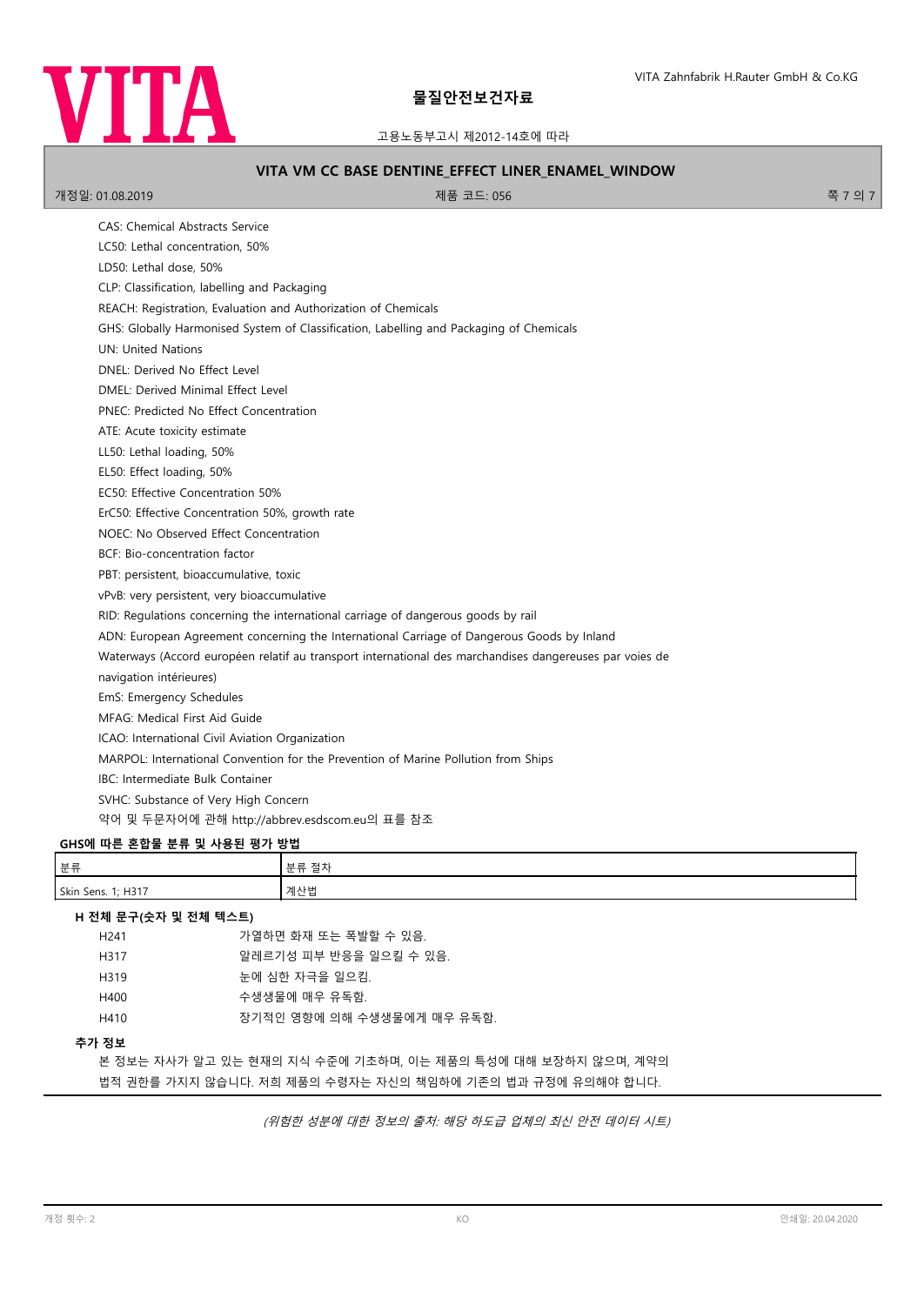CAS: Chemical Abstracts Service
LC50: Lethal concentration, 50%
LD50: Lethal dose, 50%
CLP: Classification, labelling and Packaging
REACH: Registration, Evaluation and Authorization of Chemicals
GHS: Globally Harmonised System of Classification, Labelling and Packaging of Chemicals
UN: United Nations
DNEL: Derived No Effect Level
DMEL: Derived Minimal Effect Level
PNEC: Predicted No Effect Concentration
ATE: Acute toxicity estimate
LL50: Lethal loading, 50%
EL50: Effect loading, 50%
EC50: Effective Concentration 50%
ErC50: Effective Concentration 50%, growth rate
NOEC: No Observed Effect Concentration
BCF: Bio-concentration factor
PBT: persistent, bioaccumulative, toxic
vPvB: very persistent, very bioaccumulative
RID: Regulations concerning the international carriage of dangerous goods by rail
ADN: European Agreement concerning the International Carriage of Dangerous Goods by Inland Waterways (Accord européen relatif au transport international des marchandises dangereuses par voies de navigation intérieures)
EmS: Emergency Schedules
MFAG: Medical First Aid Guide
ICAO: International Civil Aviation Organization
MARPOL: International Convention for the Prevention of Marine Pollution from Ships
IBC: Intermediate Bulk Container
SVHC: Substance of Very High Concern
약어 및 두문자어에 관해 http://abbrev.esdscom.eu의 표를 참조

**GHS에 따른 혼합물 분류 및 사용된 평가 방법**

| 분류 | 분류 절차 |
|---|---|
| Skin Sens. 1; H317 | 계산법 |

**H 전체 문구(숫자 및 전체 텍스트)**

| | |
|---|---|
| H241 | 가열하면 화재 또는 폭발할 수 있음. |
| H317 | 알레르기성 피부 반응을 일으킬 수 있음. |
| H319 | 눈에 심한 자극을 일으킴. |
| H400 | 수생생물에 매우 유독함. |
| H410 | 장기적인 영향에 의해 수생생물에게 매우 유독함. |

**추가 정보**

본 정보는 자사가 알고 있는 현재의 지식 수준에 기초하며, 이는 제품의 특성에 대해 보장하지 않으며, 계약의 법적 권한를 가지지 않습니다. 저희 제품의 수령자는 자신의 책임하에 기존의 법과 규정에 유의해야 합니다.

*(위험한 성분에 대한 정보의 출처: 해당 하도급 업체의 최신 안전 데이터 시트)*